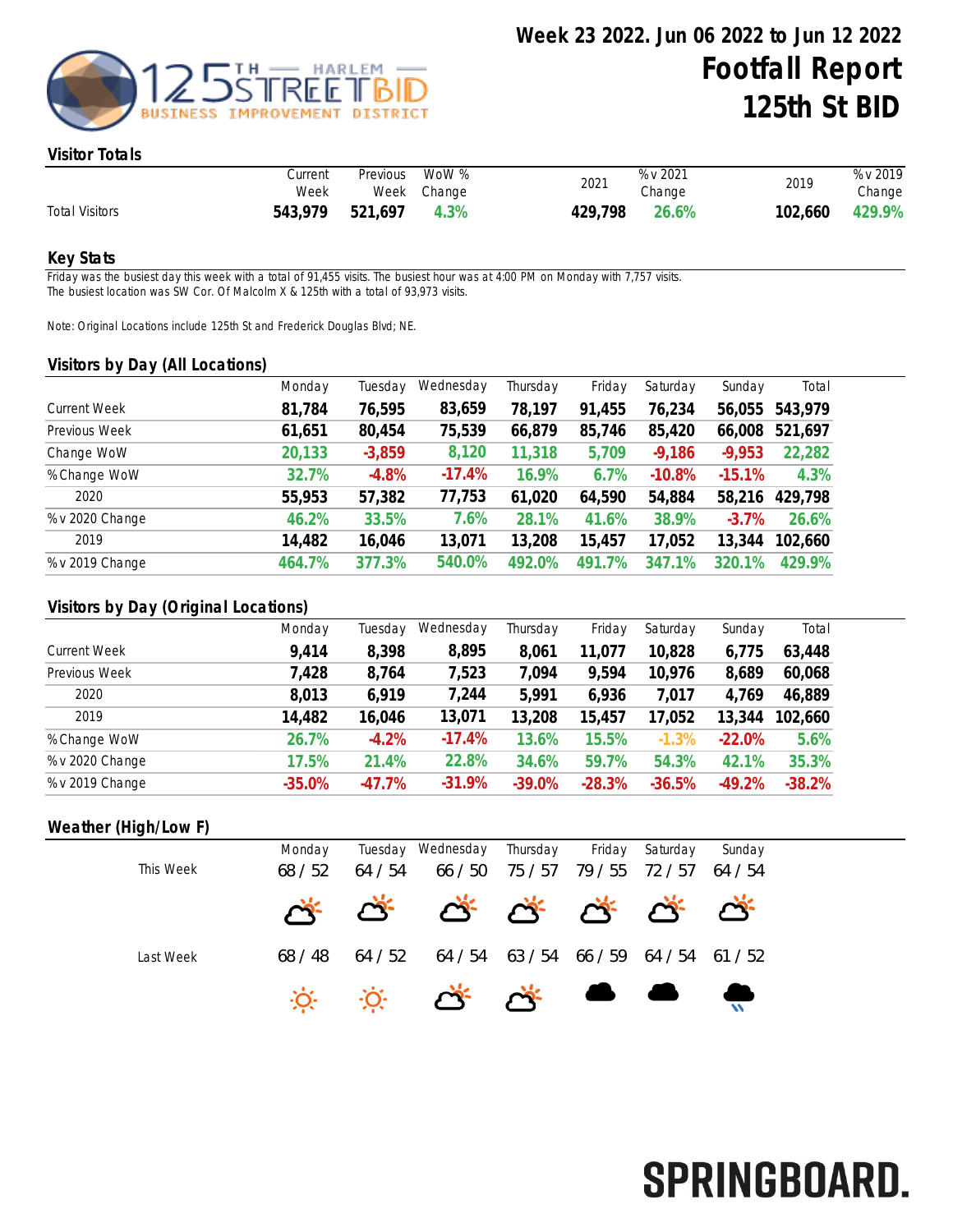# Week 23 2022. Jun 06 2022 to Jun 12 2022

# Footfall Report 125th St BID

## Visitor Totals

| | Current Week | Previous Week | WoW % Change | 2021 | % v 2021 Change | 2019 | % v 2019 Change |
|---|---|---|---|---|---|---|---|
| Total Visitors | **543,979** | **521,697** | **4.3%** | **429,798** | **26.6%** | **102,660** | **429.9%** |

## Key Stats

Friday was the busiest day this week with a total of 91,455 visits. The busiest hour was at 4:00 PM on Monday with 7,757 visits.
The busiest location was SW Cor. Of Malcolm X & 125th with a total of 93,973 visits.

Note: Original Locations include 125th St and Frederick Douglas Blvd; NE.

## Visitors by Day (All Locations)

| | Monday | Tuesday | Wednesday | Thursday | Friday | Saturday | Sunday | Total |
|---|---|---|---|---|---|---|---|---|
| Current Week | **81,784** | **76,595** | **83,659** | **78,197** | **91,455** | **76,234** | **56,055** | **543,979** |
| Previous Week | **61,651** | **80,454** | **75,539** | **66,879** | **85,746** | **85,420** | **66,008** | **521,697** |
| Change WoW | **20,133** | **-3,859** | **8,120** | **11,318** | **5,709** | **-9,186** | **-9,953** | **22,282** |
| % Change WoW | **32.7%** | **-4.8%** | **-17.4%** | **16.9%** | **6.7%** | **-10.8%** | **-15.1%** | **4.3%** |
| 2020 | **55,953** | **57,382** | **77,753** | **61,020** | **64,590** | **54,884** | **58,216** | **429,798** |
| % v 2020 Change | **46.2%** | **33.5%** | **7.6%** | **28.1%** | **41.6%** | **38.9%** | **-3.7%** | **26.6%** |
| 2019 | **14,482** | **16,046** | **13,071** | **13,208** | **15,457** | **17,052** | **13,344** | **102,660** |
| % v 2019 Change | **464.7%** | **377.3%** | **540.0%** | **492.0%** | **491.7%** | **347.1%** | **320.1%** | **429.9%** |

## Visitors by Day (Original Locations)

| | Monday | Tuesday | Wednesday | Thursday | Friday | Saturday | Sunday | Total |
|---|---|---|---|---|---|---|---|---|
| Current Week | **9,414** | **8,398** | **8,895** | **8,061** | **11,077** | **10,828** | **6,775** | **63,448** |
| Previous Week | **7,428** | **8,764** | **7,523** | **7,094** | **9,594** | **10,976** | **8,689** | **60,068** |
| 2020 | **8,013** | **6,919** | **7,244** | **5,991** | **6,936** | **7,017** | **4,769** | **46,889** |
| 2019 | **14,482** | **16,046** | **13,071** | **13,208** | **15,457** | **17,052** | **13,344** | **102,660** |
| % Change WoW | **26.7%** | **-4.2%** | **-17.4%** | **13.6%** | **15.5%** | **-1.3%** | **-22.0%** | **5.6%** |
| % v 2020 Change | **17.5%** | **21.4%** | **22.8%** | **34.6%** | **59.7%** | **54.3%** | **42.1%** | **35.3%** |
| % v 2019 Change | **-35.0%** | **-47.7%** | **-31.9%** | **-39.0%** | **-28.3%** | **-36.5%** | **-49.2%** | **-38.2%** |

## Weather (High/Low F)

| | Monday | Tuesday | Wednesday | Thursday | Friday | Saturday | Sunday |
|---|---|---|---|---|---|---|---|
| This Week | 68 / 52 | 64 / 54 | 66 / 50 | 75 / 57 | 79 / 55 | 72 / 57 | 64 / 54 |
| Last Week | 68 / 48 | 64 / 52 | 64 / 54 | 63 / 54 | 66 / 59 | 64 / 54 | 61 / 52 |

SPRINGBOARD.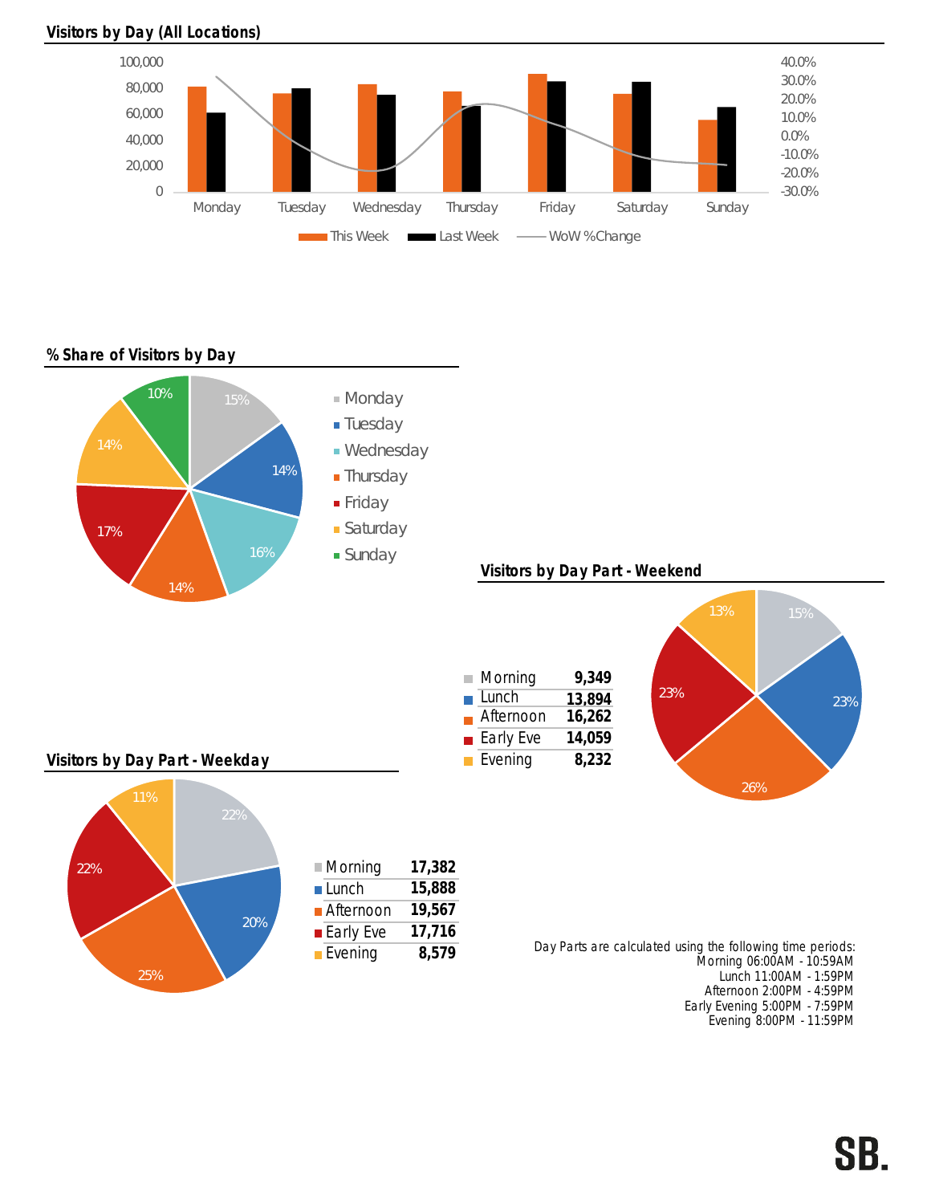## Visitors by Day (All Locations)

## % Share of Visitors by Day

| Day | Share |
|---|---|
| Monday | 15% |
| Tuesday | 14% |
| Wednesday | 16% |
| Thursday | 14% |
| Friday | 17% |
| Saturday | 14% |
| Sunday | 10% |

## Visitors by Day Part - Weekend

| Day Part | Visitors |
|---|---|
| Morning | 9,349 |
| Lunch | 13,894 |
| Afternoon | 16,262 |
| Early Eve | 14,059 |
| Evening | 8,232 |

## Visitors by Day Part - Weekday

| Day Part | Visitors |
|---|---|
| Morning | 17,382 |
| Lunch | 15,888 |
| Afternoon | 19,567 |
| Early Eve | 17,716 |
| Evening | 8,579 |

Day Parts are calculated using the following time periods:
Morning 06:00AM - 10:59AM
Lunch 11:00AM - 1:59PM
Afternoon 2:00PM - 4:59PM
Early Evening 5:00PM - 7:59PM
Evening 8:00PM - 11:59PM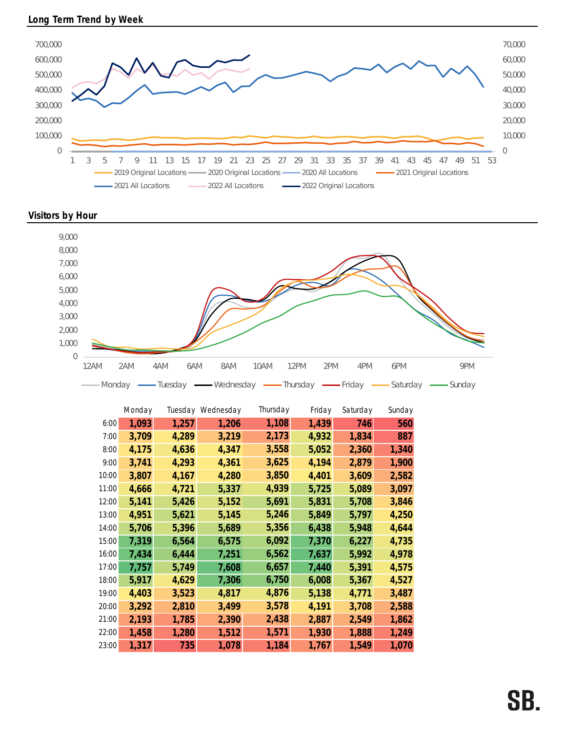## Long Term Trend by Week

## Visitors by Hour

| | Monday | Tuesday | Wednesday | Thursday | Friday | Saturday | Sunday |
|---|---|---|---|---|---|---|---|
| 6:00 | 1,093 | 1,257 | 1,206 | 1,108 | 1,439 | 746 | 560 |
| 7:00 | 3,709 | 4,289 | 3,219 | 2,173 | 4,932 | 1,834 | 887 |
| 8:00 | 4,175 | 4,636 | 4,347 | 3,558 | 5,052 | 2,360 | 1,340 |
| 9:00 | 3,741 | 4,293 | 4,361 | 3,625 | 4,194 | 2,879 | 1,900 |
| 10:00 | 3,807 | 4,167 | 4,280 | 3,850 | 4,401 | 3,609 | 2,582 |
| 11:00 | 4,666 | 4,721 | 5,337 | 4,939 | 5,725 | 5,089 | 3,097 |
| 12:00 | 5,141 | 5,426 | 5,152 | 5,691 | 5,831 | 5,708 | 3,846 |
| 13:00 | 4,951 | 5,621 | 5,145 | 5,246 | 5,849 | 5,797 | 4,250 |
| 14:00 | 5,706 | 5,396 | 5,689 | 5,356 | 6,438 | 5,948 | 4,644 |
| 15:00 | 7,319 | 6,564 | 6,575 | 6,092 | 7,370 | 6,227 | 4,735 |
| 16:00 | 7,434 | 6,444 | 7,251 | 6,562 | 7,637 | 5,992 | 4,978 |
| 17:00 | 7,757 | 5,749 | 7,608 | 6,657 | 7,440 | 5,391 | 4,575 |
| 18:00 | 5,917 | 4,629 | 7,306 | 6,750 | 6,008 | 5,367 | 4,527 |
| 19:00 | 4,403 | 3,523 | 4,817 | 4,876 | 5,138 | 4,771 | 3,487 |
| 20:00 | 3,292 | 2,810 | 3,499 | 3,578 | 4,191 | 3,708 | 2,588 |
| 21:00 | 2,193 | 1,785 | 2,390 | 2,438 | 2,887 | 2,549 | 1,862 |
| 22:00 | 1,458 | 1,280 | 1,512 | 1,571 | 1,930 | 1,888 | 1,249 |
| 23:00 | 1,317 | 735 | 1,078 | 1,184 | 1,767 | 1,549 | 1,070 |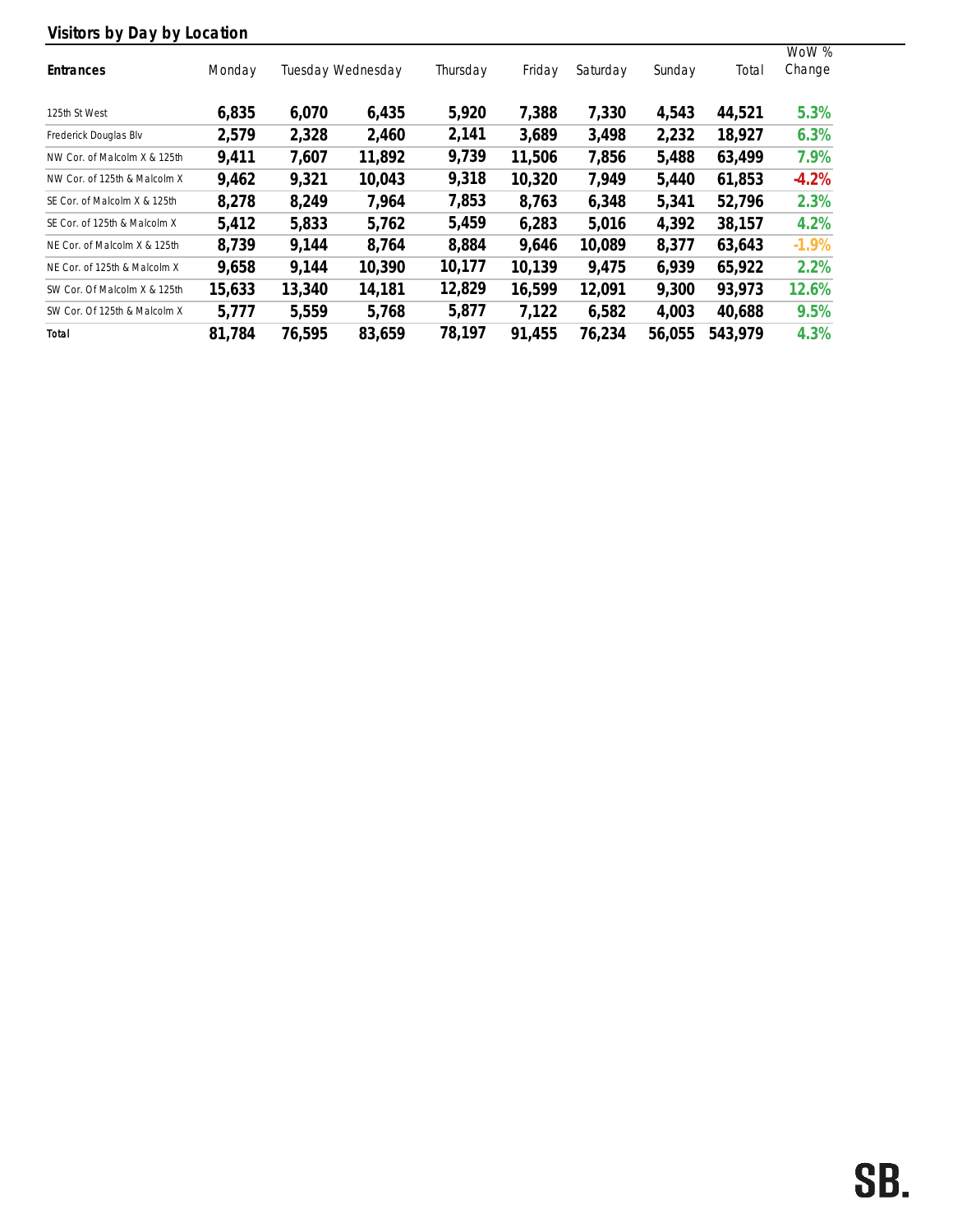## Visitors by Day by Location

| Entrances | Monday | Tuesday | Wednesday | Thursday | Friday | Saturday | Sunday | Total | WoW % Change |
|---|---|---|---|---|---|---|---|---|---|
| 125th St West | **6,835** | **6,070** | **6,435** | **5,920** | **7,388** | **7,330** | **4,543** | **44,521** | **5.3%** |
| Frederick Douglas Blv | **2,579** | **2,328** | **2,460** | **2,141** | **3,689** | **3,498** | **2,232** | **18,927** | **6.3%** |
| NW Cor. of Malcolm X & 125th | **9,411** | **7,607** | **11,892** | **9,739** | **11,506** | **7,856** | **5,488** | **63,499** | **7.9%** |
| NW Cor. of 125th & Malcolm X | **9,462** | **9,321** | **10,043** | **9,318** | **10,320** | **7,949** | **5,440** | **61,853** | **-4.2%** |
| SE Cor. of Malcolm X & 125th | **8,278** | **8,249** | **7,964** | **7,853** | **8,763** | **6,348** | **5,341** | **52,796** | **2.3%** |
| SE Cor. of 125th & Malcolm X | **5,412** | **5,833** | **5,762** | **5,459** | **6,283** | **5,016** | **4,392** | **38,157** | **4.2%** |
| NE Cor. of Malcolm X & 125th | **8,739** | **9,144** | **8,764** | **8,884** | **9,646** | **10,089** | **8,377** | **63,643** | **-1.9%** |
| NE Cor. of 125th & Malcolm X | **9,658** | **9,144** | **10,390** | **10,177** | **10,139** | **9,475** | **6,939** | **65,922** | **2.2%** |
| SW Cor. Of Malcolm X & 125th | **15,633** | **13,340** | **14,181** | **12,829** | **16,599** | **12,091** | **9,300** | **93,973** | **12.6%** |
| SW Cor. Of 125th & Malcolm X | **5,777** | **5,559** | **5,768** | **5,877** | **7,122** | **6,582** | **4,003** | **40,688** | **9.5%** |
| **Total** | **81,784** | **76,595** | **83,659** | **78,197** | **91,455** | **76,234** | **56,055** | **543,979** | **4.3%** |

SB.